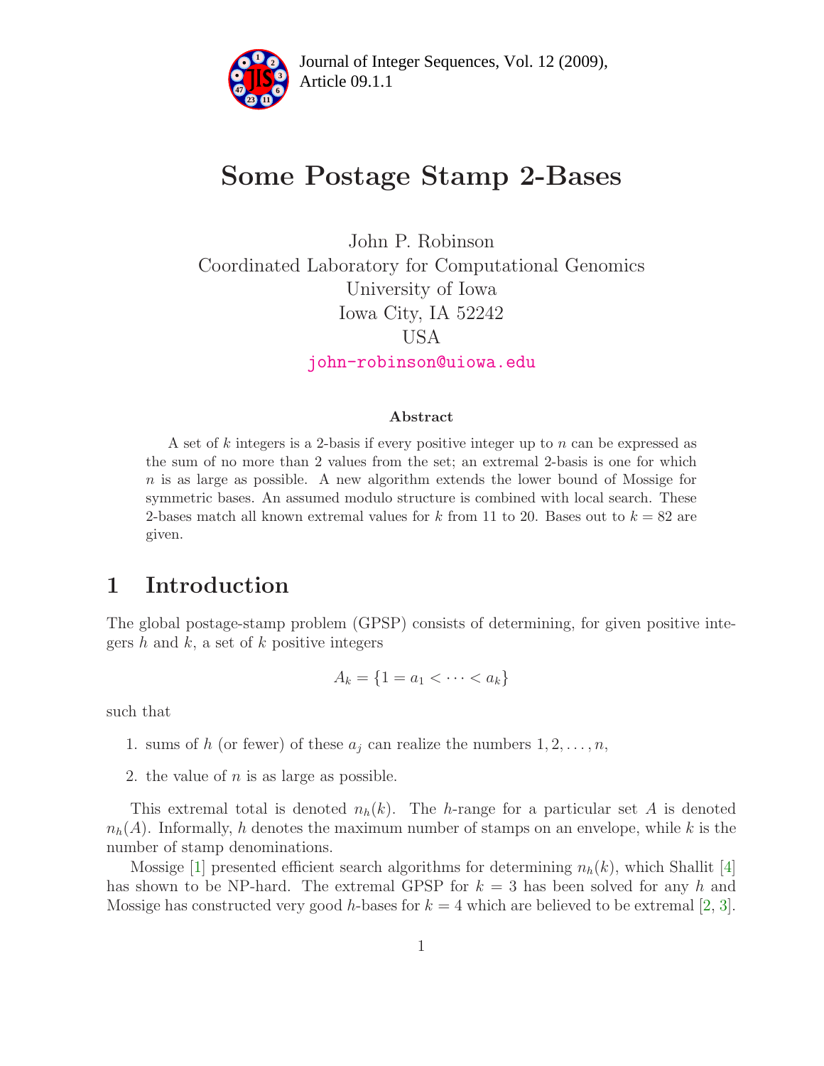# Some Postage Stamp 2-Bases

John P. Robinson
Coordinated Laboratory for Computational Genomics
University of Iowa
Iowa City, IA 52242
USA
john-robinson@uiowa.edu

### Abstract

A set of $k$ integers is a 2-basis if every positive integer up to $n$ can be expressed as the sum of no more than 2 values from the set; an extremal 2-basis is one for which $n$ is as large as possible. A new algorithm extends the lower bound of Mossige for symmetric bases. An assumed modulo structure is combined with local search. These 2-bases match all known extremal values for $k$ from 11 to 20. Bases out to $k = 82$ are given.

## 1 Introduction

The global postage-stamp problem (GPSP) consists of determining, for given positive integers $h$ and $k$, a set of $k$ positive integers

$$A_k = \{1 = a_1 < \cdots < a_k\}$$

such that

1. sums of $h$ (or fewer) of these $a_j$ can realize the numbers $1, 2, \ldots, n$,
2. the value of $n$ is as large as possible.

This extremal total is denoted $n_h(k)$. The $h$-range for a particular set $A$ is denoted $n_h(A)$. Informally, $h$ denotes the maximum number of stamps on an envelope, while $k$ is the number of stamp denominations.

Mossige [1] presented efficient search algorithms for determining $n_h(k)$, which Shallit [4] has shown to be NP-hard. The extremal GPSP for $k = 3$ has been solved for any $h$ and Mossige has constructed very good $h$-bases for $k = 4$ which are believed to be extremal [2, 3].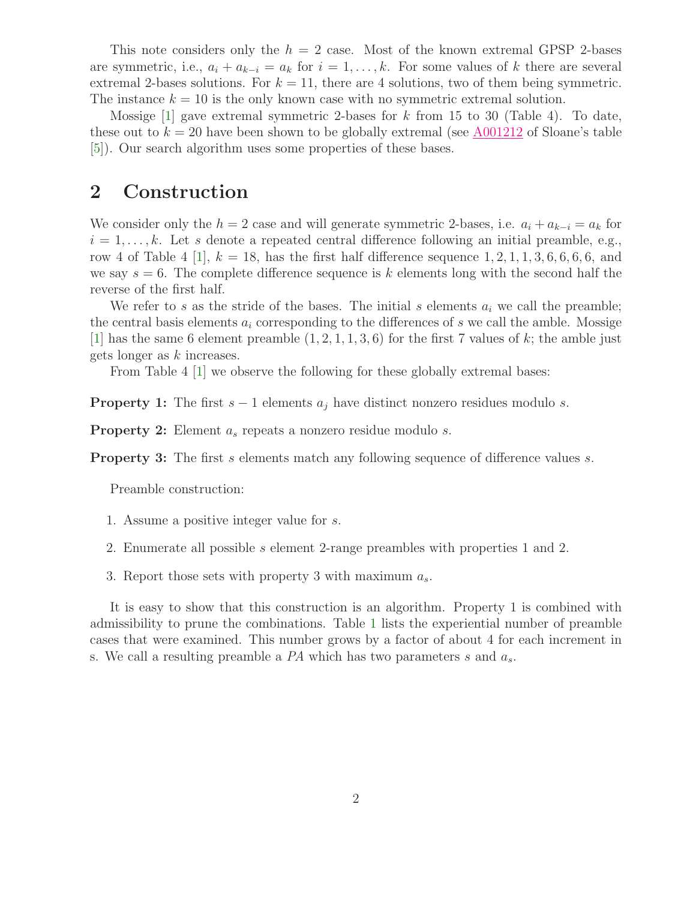This note considers only the $h = 2$ case. Most of the known extremal GPSP 2-bases are symmetric, i.e., $a_i + a_{k-i} = a_k$ for $i = 1, \ldots, k$. For some values of $k$ there are several extremal 2-bases solutions. For $k = 11$, there are 4 solutions, two of them being symmetric. The instance $k = 10$ is the only known case with no symmetric extremal solution.

Mossige [1] gave extremal symmetric 2-bases for $k$ from 15 to 30 (Table 4). To date, these out to $k = 20$ have been shown to be globally extremal (see A001212 of Sloane's table [5]). Our search algorithm uses some properties of these bases.

## 2 Construction

We consider only the $h = 2$ case and will generate symmetric 2-bases, i.e. $a_i + a_{k-i} = a_k$ for $i = 1, \ldots, k$. Let $s$ denote a repeated central difference following an initial preamble, e.g., row 4 of Table 4 [1], $k = 18$, has the first half difference sequence $1, 2, 1, 1, 3, 6, 6, 6, 6, 6$, and we say $s = 6$. The complete difference sequence is $k$ elements long with the second half the reverse of the first half.

We refer to $s$ as the stride of the bases. The initial $s$ elements $a_i$ we call the preamble; the central basis elements $a_i$ corresponding to the differences of $s$ we call the amble. Mossige [1] has the same 6 element preamble $(1, 2, 1, 1, 3, 6)$ for the first 7 values of $k$; the amble just gets longer as $k$ increases.

From Table 4 [1] we observe the following for these globally extremal bases:

**Property 1:** The first $s - 1$ elements $a_j$ have distinct nonzero residues modulo $s$.

**Property 2:** Element $a_s$ repeats a nonzero residue modulo $s$.

**Property 3:** The first $s$ elements match any following sequence of difference values $s$.

Preamble construction:

1. Assume a positive integer value for $s$.
2. Enumerate all possible $s$ element 2-range preambles with properties 1 and 2.
3. Report those sets with property 3 with maximum $a_s$.

It is easy to show that this construction is an algorithm. Property 1 is combined with admissibility to prune the combinations. Table 1 lists the experiential number of preamble cases that were examined. This number grows by a factor of about 4 for each increment in s. We call a resulting preamble a *PA* which has two parameters $s$ and $a_s$.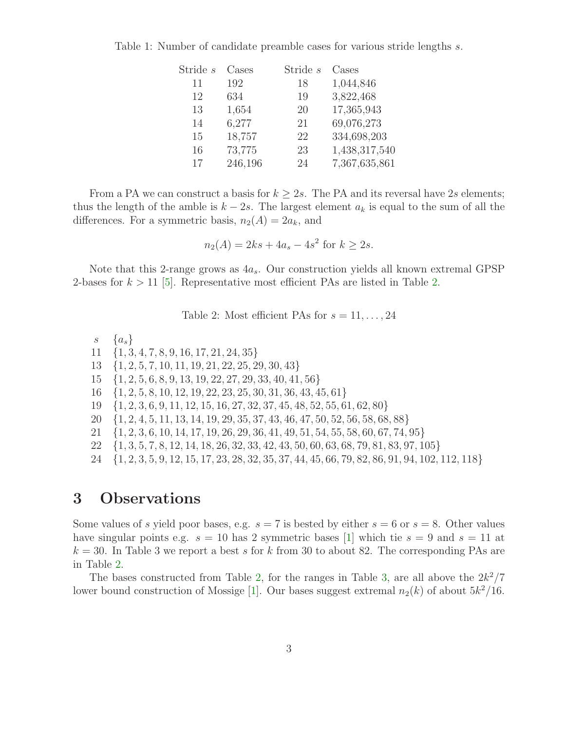Table 1: Number of candidate preamble cases for various stride lengths $s$.

| Stride $s$ | Cases | Stride $s$ | Cases |
|---|---|---|---|
| 11 | 192 | 18 | 1,044,846 |
| 12 | 634 | 19 | 3,822,468 |
| 13 | 1,654 | 20 | 17,365,943 |
| 14 | 6,277 | 21 | 69,076,273 |
| 15 | 18,757 | 22 | 334,698,203 |
| 16 | 73,775 | 23 | 1,438,317,540 |
| 17 | 246,196 | 24 | 7,367,635,861 |

From a PA we can construct a basis for $k \geq 2s$. The PA and its reversal have $2s$ elements; thus the length of the amble is $k - 2s$. The largest element $a_k$ is equal to the sum of all the differences. For a symmetric basis, $n_2(A) = 2a_k$, and

$$n_2(A) = 2ks + 4a_s - 4s^2 \text{ for } k \geq 2s.$$

Note that this 2-range grows as $4a_s$. Our construction yields all known extremal GPSP 2-bases for $k > 11$ [5]. Representative most efficient PAs are listed in Table 2.

Table 2: Most efficient PAs for $s = 11, \ldots, 24$

| $s$ | $\{a_s\}$ |
|---|---|
| 11 | $\{1, 3, 4, 7, 8, 9, 16, 17, 21, 24, 35\}$ |
| 13 | $\{1, 2, 5, 7, 10, 11, 19, 21, 22, 25, 29, 30, 43\}$ |
| 15 | $\{1, 2, 5, 6, 8, 9, 13, 19, 22, 27, 29, 33, 40, 41, 56\}$ |
| 16 | $\{1, 2, 5, 8, 10, 12, 19, 22, 23, 25, 30, 31, 36, 43, 45, 61\}$ |
| 19 | $\{1, 2, 3, 6, 9, 11, 12, 15, 16, 27, 32, 37, 45, 48, 52, 55, 61, 62, 80\}$ |
| 20 | $\{1, 2, 4, 5, 11, 13, 14, 19, 29, 35, 37, 43, 46, 47, 50, 52, 56, 58, 68, 88\}$ |
| 21 | $\{1, 2, 3, 6, 10, 14, 17, 19, 26, 29, 36, 41, 49, 51, 54, 55, 58, 60, 67, 74, 95\}$ |
| 22 | $\{1, 3, 5, 7, 8, 12, 14, 18, 26, 32, 33, 42, 43, 50, 60, 63, 68, 79, 81, 83, 97, 105\}$ |
| 24 | $\{1, 2, 3, 5, 9, 12, 15, 17, 23, 28, 32, 35, 37, 44, 45, 66, 79, 82, 86, 91, 94, 102, 112, 118\}$ |

# 3 Observations

Some values of $s$ yield poor bases, e.g. $s = 7$ is bested by either $s = 6$ or $s = 8$. Other values have singular points e.g. $s = 10$ has 2 symmetric bases [1] which tie $s = 9$ and $s = 11$ at $k = 30$. In Table 3 we report a best $s$ for $k$ from 30 to about 82. The corresponding PAs are in Table 2.

The bases constructed from Table 2, for the ranges in Table 3, are all above the $2k^2/7$ lower bound construction of Mossige [1]. Our bases suggest extremal $n_2(k)$ of about $5k^2/16$.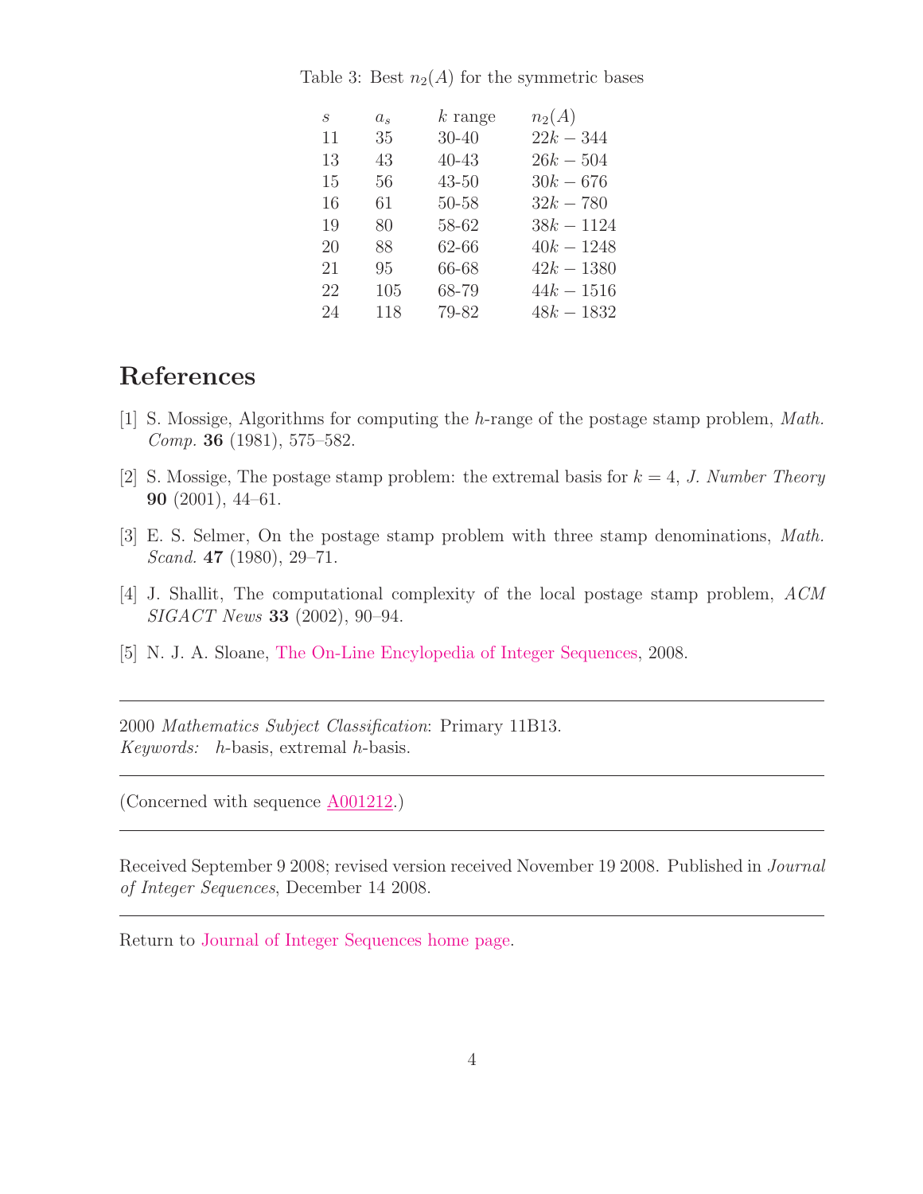Table 3: Best $n_2(A)$ for the symmetric bases

| $s$ | $a_s$ | $k$ range | $n_2(A)$ |
|---|---|---|---|
| 11 | 35 | 30-40 | $22k - 344$ |
| 13 | 43 | 40-43 | $26k - 504$ |
| 15 | 56 | 43-50 | $30k - 676$ |
| 16 | 61 | 50-58 | $32k - 780$ |
| 19 | 80 | 58-62 | $38k - 1124$ |
| 20 | 88 | 62-66 | $40k - 1248$ |
| 21 | 95 | 66-68 | $42k - 1380$ |
| 22 | 105 | 68-79 | $44k - 1516$ |
| 24 | 118 | 79-82 | $48k - 1832$ |

# References

[1] S. Mossige, Algorithms for computing the $h$-range of the postage stamp problem, *Math. Comp.* **36** (1981), 575–582.

[2] S. Mossige, The postage stamp problem: the extremal basis for $k = 4$, *J. Number Theory* **90** (2001), 44–61.

[3] E. S. Selmer, On the postage stamp problem with three stamp denominations, *Math. Scand.* **47** (1980), 29–71.

[4] J. Shallit, The computational complexity of the local postage stamp problem, *ACM SIGACT News* **33** (2002), 90–94.

[5] N. J. A. Sloane, The On-Line Encylopedia of Integer Sequences, 2008.

---

2000 *Mathematics Subject Classification*: Primary 11B13.
*Keywords:* $h$-basis, extremal $h$-basis.

---

(Concerned with sequence A001212.)

---

Received September 9 2008; revised version received November 19 2008. Published in *Journal of Integer Sequences*, December 14 2008.

---

Return to Journal of Integer Sequences home page.